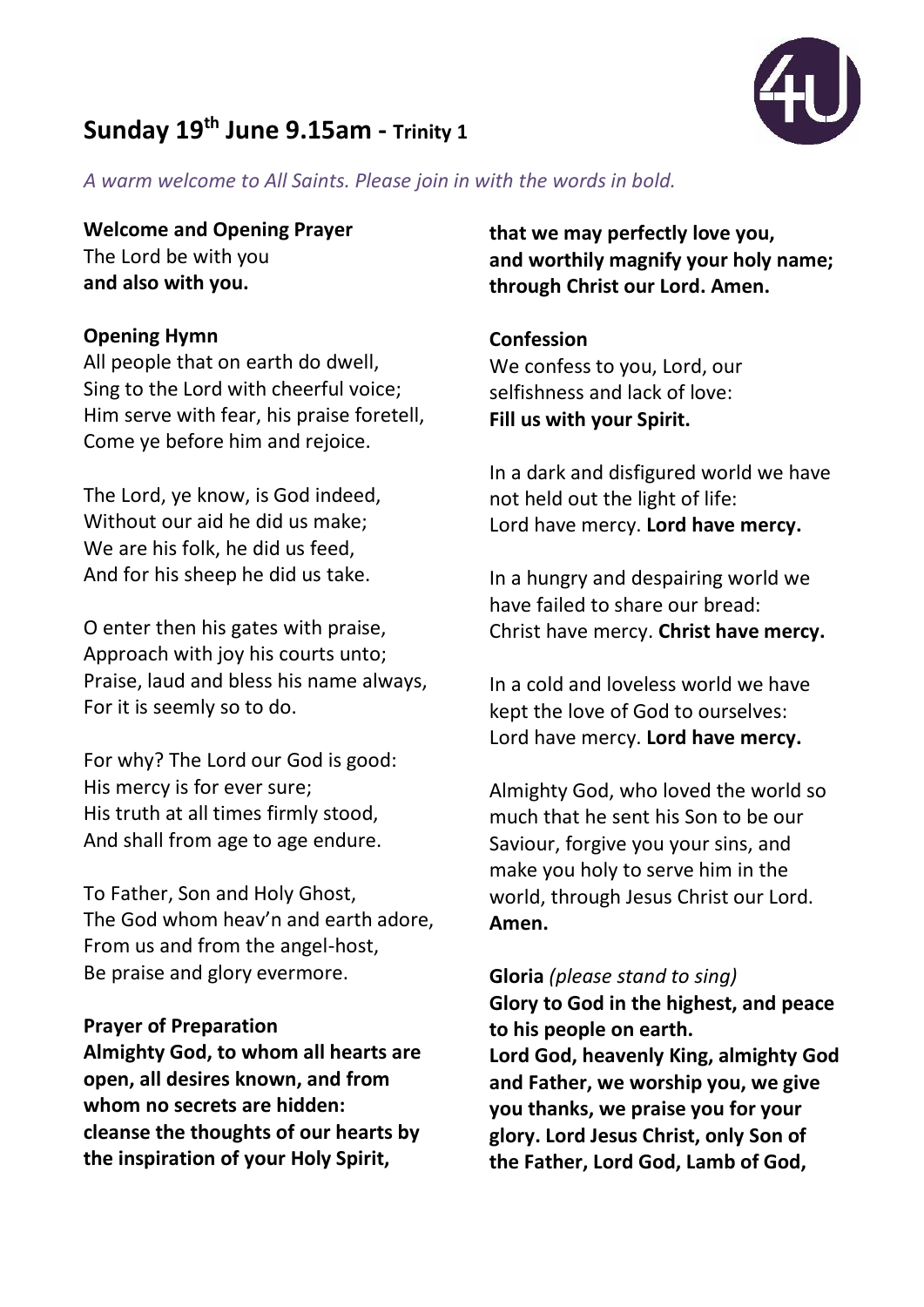# Sunday 19th June 9.15am - Trinity 1

*A warm welcome to All Saints. Please join in with the words in bold.*

**Welcome and Opening Prayer**
The Lord be with you
**and also with you.**

**Opening Hymn**
All people that on earth do dwell,
Sing to the Lord with cheerful voice;
Him serve with fear, his praise foretell,
Come ye before him and rejoice.

The Lord, ye know, is God indeed,
Without our aid he did us make;
We are his folk, he did us feed,
And for his sheep he did us take.

O enter then his gates with praise,
Approach with joy his courts unto;
Praise, laud and bless his name always,
For it is seemly so to do.

For why? The Lord our God is good:
His mercy is for ever sure;
His truth at all times firmly stood,
And shall from age to age endure.

To Father, Son and Holy Ghost,
The God whom heav'n and earth adore,
From us and from the angel-host,
Be praise and glory evermore.

**Prayer of Preparation**
**Almighty God, to whom all hearts are open, all desires known, and from whom no secrets are hidden:**
**cleanse the thoughts of our hearts by the inspiration of your Holy Spirit,**
**that we may perfectly love you,**
**and worthily magnify your holy name;**
**through Christ our Lord. Amen.**

**Confession**
We confess to you, Lord, our selfishness and lack of love:
**Fill us with your Spirit.**

In a dark and disfigured world we have not held out the light of life:
Lord have mercy. **Lord have mercy.**

In a hungry and despairing world we have failed to share our bread:
Christ have mercy. **Christ have mercy.**

In a cold and loveless world we have kept the love of God to ourselves:
Lord have mercy. **Lord have mercy.**

Almighty God, who loved the world so much that he sent his Son to be our Saviour, forgive you your sins, and make you holy to serve him in the world, through Jesus Christ our Lord.
**Amen.**

**Gloria** *(please stand to sing)*
**Glory to God in the highest, and peace to his people on earth.**
**Lord God, heavenly King, almighty God and Father, we worship you, we give you thanks, we praise you for your glory. Lord Jesus Christ, only Son of the Father, Lord God, Lamb of God,**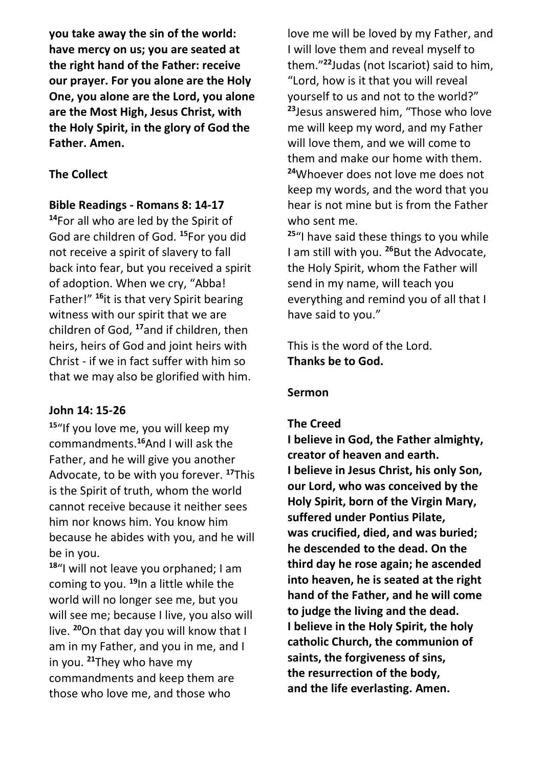**you take away the sin of the world: have mercy on us; you are seated at the right hand of the Father: receive our prayer. For you alone are the Holy One, you alone are the Lord, you alone are the Most High, Jesus Christ, with the Holy Spirit, in the glory of God the Father. Amen.**

**The Collect**

**Bible Readings - Romans 8: 14-17**

**14**For all who are led by the Spirit of God are children of God. **15**For you did not receive a spirit of slavery to fall back into fear, but you received a spirit of adoption. When we cry, "Abba! Father!" **16**it is that very Spirit bearing witness with our spirit that we are children of God, **17**and if children, then heirs, heirs of God and joint heirs with Christ - if we in fact suffer with him so that we may also be glorified with him.

**John 14: 15-26**

**15**"If you love me, you will keep my commandments.**16**And I will ask the Father, and he will give you another Advocate, to be with you forever. **17**This is the Spirit of truth, whom the world cannot receive because it neither sees him nor knows him. You know him because he abides with you, and he will be in you.

**18**"I will not leave you orphaned; I am coming to you. **19**In a little while the world will no longer see me, but you will see me; because I live, you also will live. **20**On that day you will know that I am in my Father, and you in me, and I in you. **21**They who have my commandments and keep them are those who love me, and those who love me will be loved by my Father, and I will love them and reveal myself to them."**22**Judas (not Iscariot) said to him, "Lord, how is it that you will reveal yourself to us and not to the world?" **23**Jesus answered him, "Those who love me will keep my word, and my Father will love them, and we will come to them and make our home with them. **24**Whoever does not love me does not keep my words, and the word that you hear is not mine but is from the Father who sent me.

**25**"I have said these things to you while I am still with you. **26**But the Advocate, the Holy Spirit, whom the Father will send in my name, will teach you everything and remind you of all that I have said to you."

This is the word of the Lord.
**Thanks be to God.**

**Sermon**

**The Creed**

**I believe in God, the Father almighty, creator of heaven and earth.**
**I believe in Jesus Christ, his only Son, our Lord, who was conceived by the Holy Spirit, born of the Virgin Mary, suffered under Pontius Pilate, was crucified, died, and was buried; he descended to the dead. On the third day he rose again; he ascended into heaven, he is seated at the right hand of the Father, and he will come to judge the living and the dead.**
**I believe in the Holy Spirit, the holy catholic Church, the communion of saints, the forgiveness of sins, the resurrection of the body, and the life everlasting. Amen.**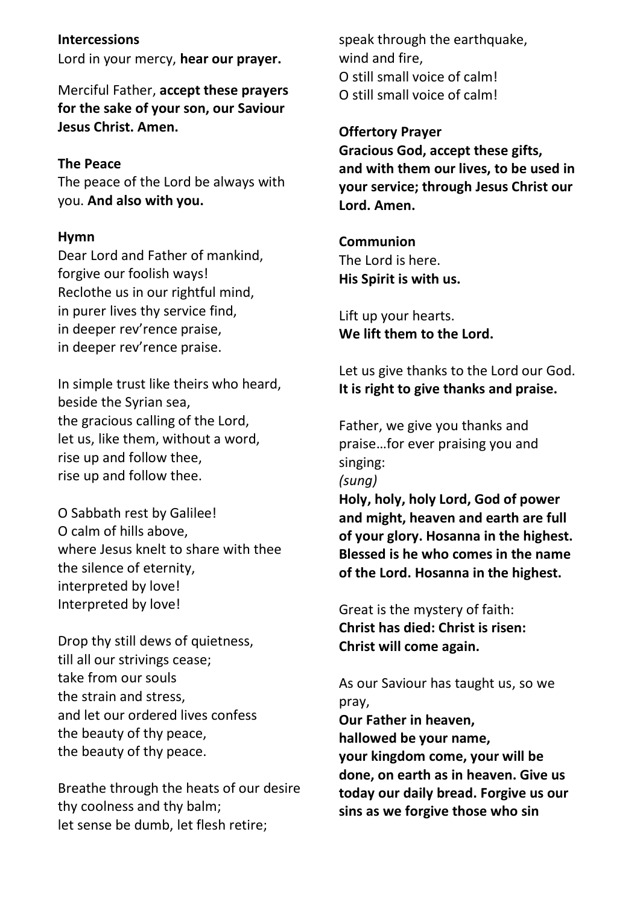**Intercessions**

Lord in your mercy, **hear our prayer.**

Merciful Father, **accept these prayers for the sake of your son, our Saviour Jesus Christ. Amen.**

**The Peace**

The peace of the Lord be always with you. **And also with you.**

**Hymn**

Dear Lord and Father of mankind,
forgive our foolish ways!
Reclothe us in our rightful mind,
in purer lives thy service find,
in deeper rev'rence praise,
in deeper rev'rence praise.

In simple trust like theirs who heard,
beside the Syrian sea,
the gracious calling of the Lord,
let us, like them, without a word,
rise up and follow thee,
rise up and follow thee.

O Sabbath rest by Galilee!
O calm of hills above,
where Jesus knelt to share with thee
the silence of eternity,
interpreted by love!
Interpreted by love!

Drop thy still dews of quietness,
till all our strivings cease;
take from our souls
the strain and stress,
and let our ordered lives confess
the beauty of thy peace,
the beauty of thy peace.

Breathe through the heats of our desire
thy coolness and thy balm;
let sense be dumb, let flesh retire;
speak through the earthquake,
wind and fire,
O still small voice of calm!
O still small voice of calm!

**Offertory Prayer**

**Gracious God, accept these gifts, and with them our lives, to be used in your service; through Jesus Christ our Lord. Amen.**

**Communion**

The Lord is here.
**His Spirit is with us.**

Lift up your hearts.
**We lift them to the Lord.**

Let us give thanks to the Lord our God.
**It is right to give thanks and praise.**

Father, we give you thanks and praise…for ever praising you and singing:
*(sung)*
**Holy, holy, holy Lord, God of power and might, heaven and earth are full of your glory. Hosanna in the highest. Blessed is he who comes in the name of the Lord. Hosanna in the highest.**

Great is the mystery of faith:
**Christ has died: Christ is risen: Christ will come again.**

As our Saviour has taught us, so we pray,
**Our Father in heaven,
hallowed be your name,
your kingdom come, your will be done, on earth as in heaven. Give us today our daily bread. Forgive us our sins as we forgive those who sin**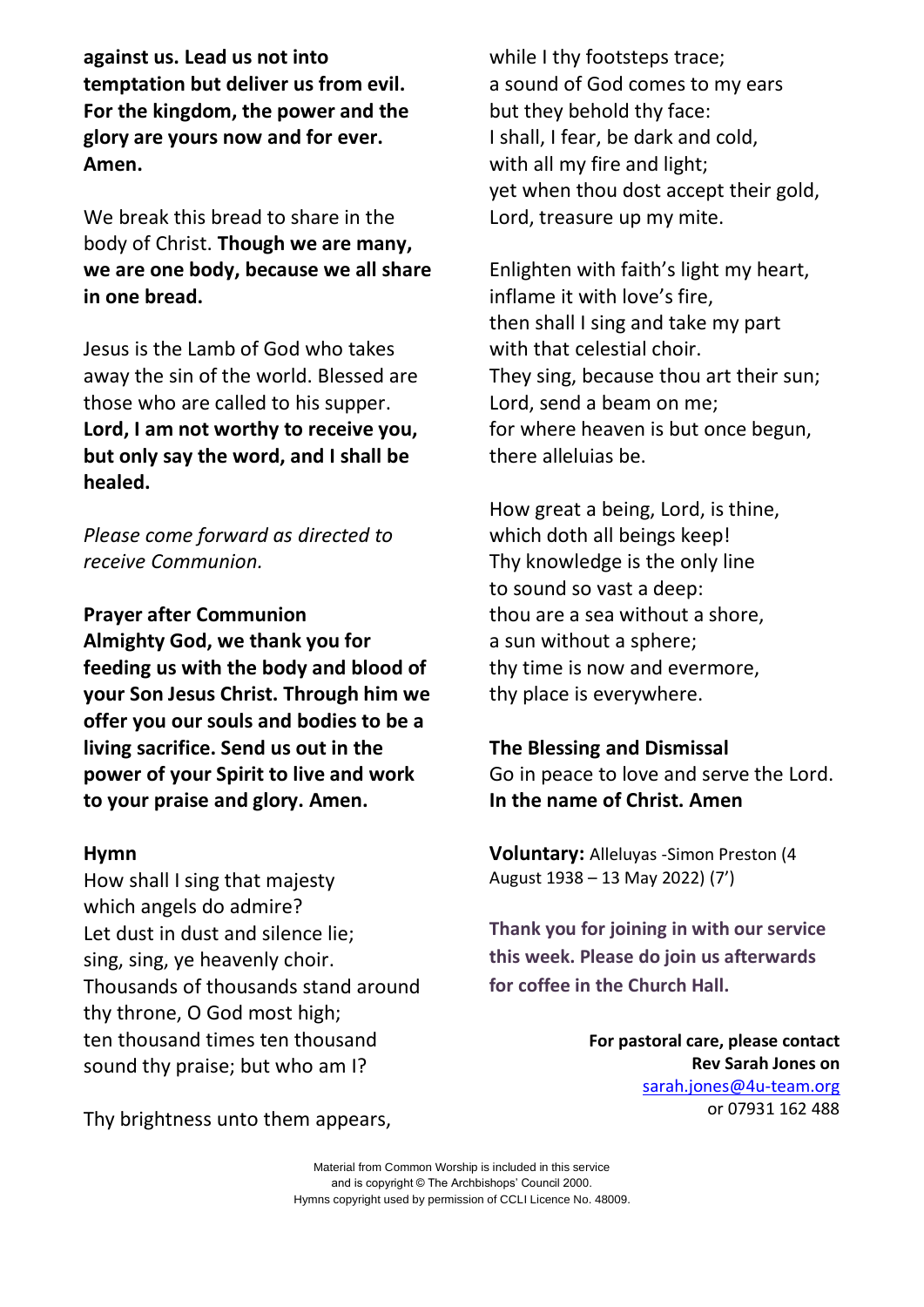**against us. Lead us not into temptation but deliver us from evil. For the kingdom, the power and the glory are yours now and for ever. Amen.**

We break this bread to share in the body of Christ. **Though we are many, we are one body, because we all share in one bread.**

Jesus is the Lamb of God who takes away the sin of the world. Blessed are those who are called to his supper. **Lord, I am not worthy to receive you, but only say the word, and I shall be healed.**

*Please come forward as directed to receive Communion.*

**Prayer after Communion**
**Almighty God, we thank you for feeding us with the body and blood of your Son Jesus Christ. Through him we offer you our souls and bodies to be a living sacrifice. Send us out in the power of your Spirit to live and work to your praise and glory. Amen.**

**Hymn**
How shall I sing that majesty
which angels do admire?
Let dust in dust and silence lie;
sing, sing, ye heavenly choir.
Thousands of thousands stand around
thy throne, O God most high;
ten thousand times ten thousand
sound thy praise; but who am I?

Thy brightness unto them appears,
while I thy footsteps trace;
a sound of God comes to my ears
but they behold thy face:
I shall, I fear, be dark and cold,
with all my fire and light;
yet when thou dost accept their gold,
Lord, treasure up my mite.

Enlighten with faith's light my heart,
inflame it with love's fire,
then shall I sing and take my part
with that celestial choir.
They sing, because thou art their sun;
Lord, send a beam on me;
for where heaven is but once begun,
there alleluias be.

How great a being, Lord, is thine,
which doth all beings keep!
Thy knowledge is the only line
to sound so vast a deep:
thou are a sea without a shore,
a sun without a sphere;
thy time is now and evermore,
thy place is everywhere.

**The Blessing and Dismissal**
Go in peace to love and serve the Lord.
**In the name of Christ. Amen**

**Voluntary:** Alleluyas -Simon Preston (4 August 1938 – 13 May 2022) (7')

**Thank you for joining in with our service this week. Please do join us afterwards for coffee in the Church Hall.**

**For pastoral care, please contact Rev Sarah Jones on**
sarah.jones@4u-team.org
or 07931 162 488

Material from Common Worship is included in this service
and is copyright © The Archbishops' Council 2000.
Hymns copyright used by permission of CCLI Licence No. 48009.